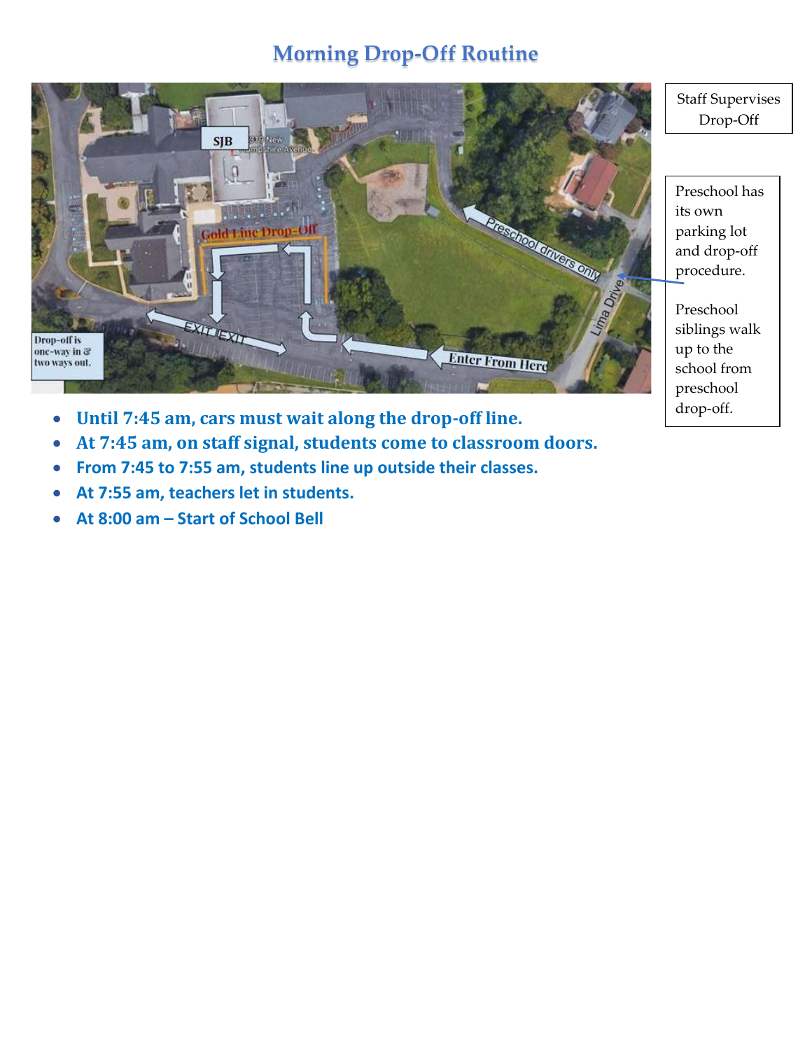# Morning Drop-Off Routine

Staff Supervises Drop-Off

Preschool has its own parking lot and drop-off procedure.

Preschool siblings walk up to the school from preschool drop-off.

- **Until 7:45 am, cars must wait along the drop-off line.**
- **At 7:45 am, on staff signal, students come to classroom doors.**
- **From 7:45 to 7:55 am, students line up outside their classes.**
- **At 7:55 am, teachers let in students.**
- **At 8:00 am – Start of School Bell**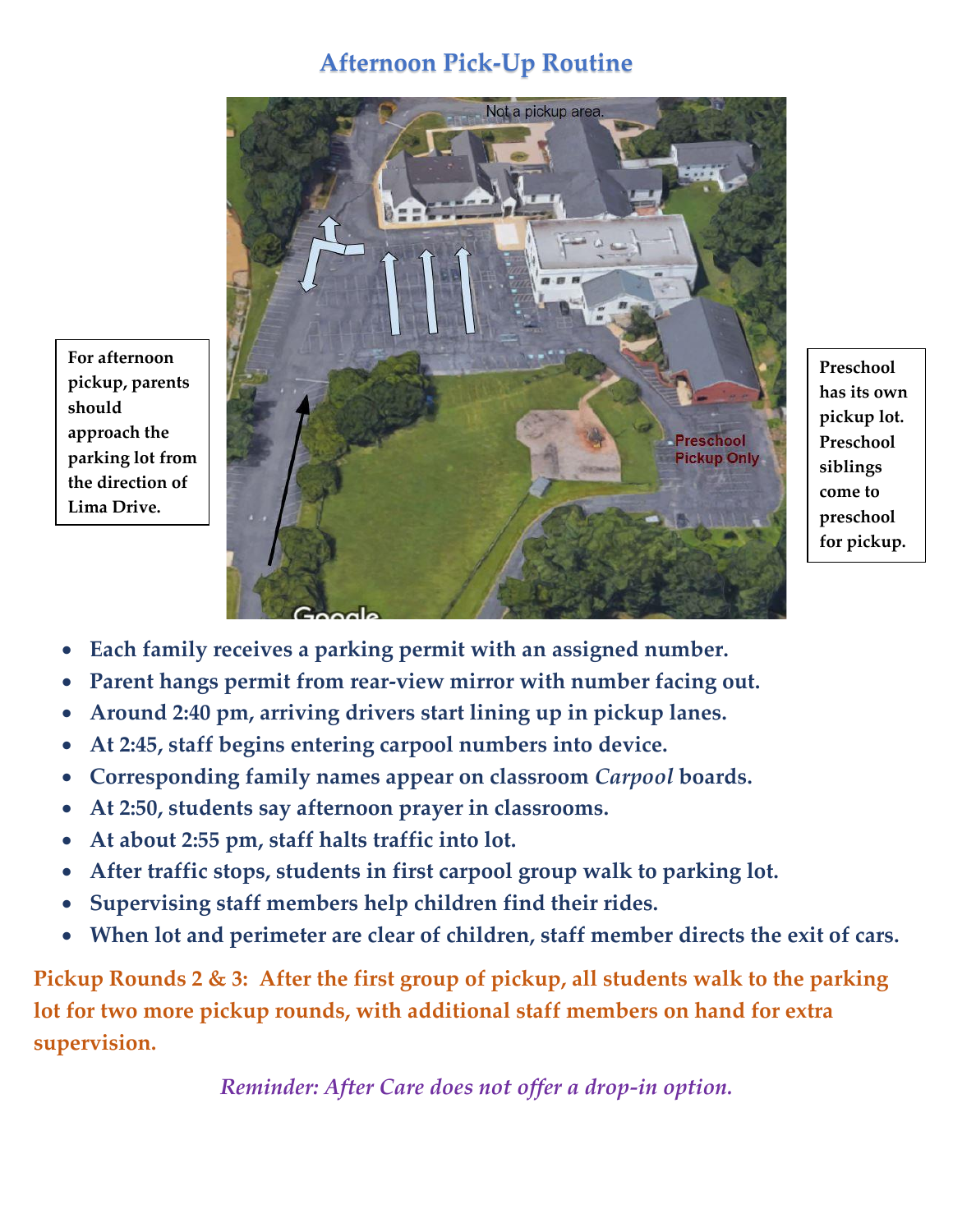# Afternoon Pick-Up Routine

Not a pickup area.

Preschool Pickup Only

**For afternoon pickup, parents should approach the parking lot from the direction of Lima Drive.**

**Preschool has its own pickup lot. Preschool siblings come to preschool for pickup.**

- **Each family receives a parking permit with an assigned number.**
- **Parent hangs permit from rear-view mirror with number facing out.**
- **Around 2:40 pm, arriving drivers start lining up in pickup lanes.**
- **At 2:45, staff begins entering carpool numbers into device.**
- **Corresponding family names appear on classroom *Carpool* boards.**
- **At 2:50, students say afternoon prayer in classrooms.**
- **At about 2:55 pm, staff halts traffic into lot.**
- **After traffic stops, students in first carpool group walk to parking lot.**
- **Supervising staff members help children find their rides.**
- **When lot and perimeter are clear of children, staff member directs the exit of cars.**

**Pickup Rounds 2 & 3: After the first group of pickup, all students walk to the parking lot for two more pickup rounds, with additional staff members on hand for extra supervision.**

***Reminder: After Care does not offer a drop-in option.***